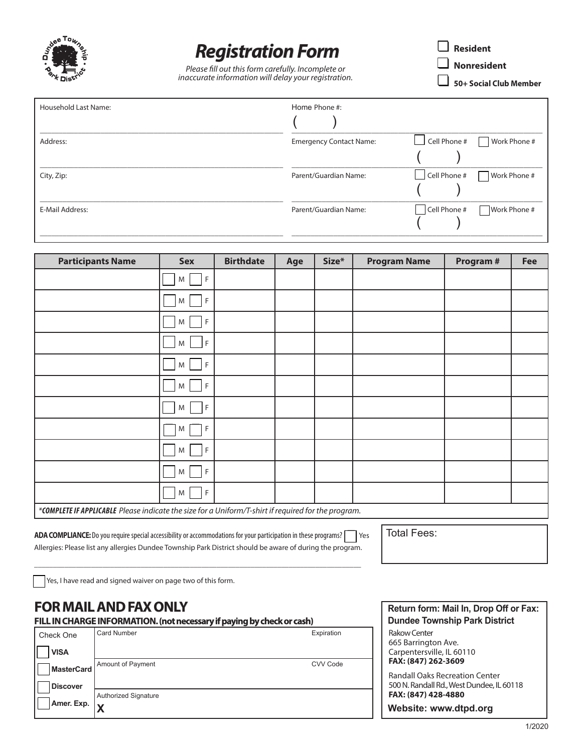# Registration Form

*Please fill out this form carefully. Incomplete or inaccurate information will delay your registration.*

- ☐ **Resident**
- ☐ **Nonresident**
- ☐ **50+ Social Club Member**

| | |
|---|---|
| Household Last Name: | Home Phone #: ( ) |
| Address: | Emergency Contact Name: ☐ Cell Phone # ☐ Work Phone # ( ) |
| City, Zip: | Parent/Guardian Name: ☐ Cell Phone # ☐ Work Phone # ( ) |
| E-Mail Address: | Parent/Guardian Name: ☐ Cell Phone # ☐ Work Phone # ( ) |

| Participants Name | Sex | Birthdate | Age | Size* | Program Name | Program # | Fee |
|---|---|---|---|---|---|---|---|
| | ☐ M ☐ F | | | | | | |
| | ☐ M ☐ F | | | | | | |
| | ☐ M ☐ F | | | | | | |
| | ☐ M ☐ F | | | | | | |
| | ☐ M ☐ F | | | | | | |
| | ☐ M ☐ F | | | | | | |
| | ☐ M ☐ F | | | | | | |
| | ☐ M ☐ F | | | | | | |
| | ☐ M ☐ F | | | | | | |
| | ☐ M ☐ F | | | | | | |
| | ☐ M ☐ F | | | | | | |

****COMPLETE IF APPLICABLE** Please indicate the size for a Uniform/T-shirt if required for the program.*

**ADA COMPLIANCE:** Do you require special accessibility or accommodations for your participation in these programs? ☐ Yes

Allergies: Please list any allergies Dundee Township Park District should be aware of during the program.

\_\_\_\_\_\_\_\_\_\_\_\_\_\_\_\_\_\_\_\_\_\_\_\_\_\_\_\_\_\_\_\_\_\_\_\_\_\_\_\_\_\_\_\_\_\_\_\_\_\_\_\_\_\_\_\_\_\_\_\_\_\_\_\_\_\_\_\_\_\_\_\_

Total Fees:

☐ Yes, I have read and signed waiver on page two of this form.

## FOR MAIL AND FAX ONLY

**FILL IN CHARGE INFORMATION. (not necessary if paying by check or cash)**

| Check One | | |
|---|---|---|
| ☐ **VISA** | Card Number | Expiration |
| ☐ **MasterCard** | Amount of Payment | CVV Code |
| ☐ **Discover** | | |
| ☐ **Amer. Exp.** | Authorized Signature **X** | |

**Return form: Mail In, Drop Off or Fax:**
**Dundee Township Park District**

Rakow Center
665 Barrington Ave.
Carpentersville, IL 60110
**FAX: (847) 262-3609**

Randall Oaks Recreation Center
500 N. Randall Rd., West Dundee, IL 60118
**FAX: (847) 428-4880**

**Website: www.dtpd.org**

1/2020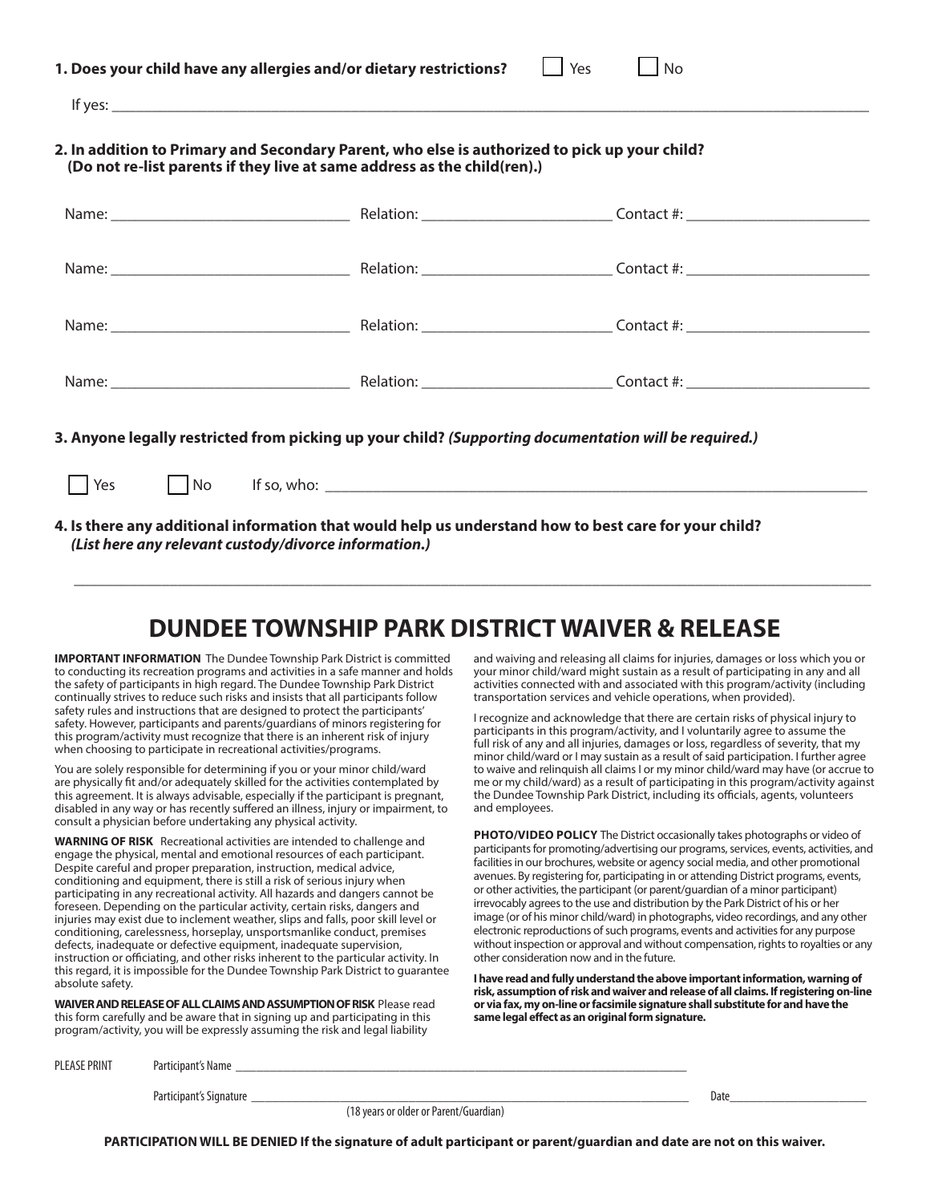**1. Does your child have any allergies and/or dietary restrictions?** ☐ Yes ☐ No

If yes: ___________________________________________________________________________

**2. In addition to Primary and Secondary Parent, who else is authorized to pick up your child?**
**(Do not re-list parents if they live at same address as the child(ren).)**

Name: ______________________ Relation: ____________________ Contact #: ____________________

Name: ______________________ Relation: ____________________ Contact #: ____________________

Name: ______________________ Relation: ____________________ Contact #: ____________________

Name: ______________________ Relation: ____________________ Contact #: ____________________

**3. Anyone legally restricted from picking up your child?** ***(Supporting documentation will be required.)***

☐ Yes ☐ No If so, who: ___________________________________________________________

**4. Is there any additional information that would help us understand how to best care for your child?**
***(List here any relevant custody/divorce information.)***

___________________________________________________________________________

# DUNDEE TOWNSHIP PARK DISTRICT WAIVER & RELEASE

**IMPORTANT INFORMATION** The Dundee Township Park District is committed to conducting its recreation programs and activities in a safe manner and holds the safety of participants in high regard. The Dundee Township Park District continually strives to reduce such risks and insists that all participants follow safety rules and instructions that are designed to protect the participants' safety. However, participants and parents/guardians of minors registering for this program/activity must recognize that there is an inherent risk of injury when choosing to participate in recreational activities/programs.

You are solely responsible for determining if you or your minor child/ward are physically fit and/or adequately skilled for the activities contemplated by this agreement. It is always advisable, especially if the participant is pregnant, disabled in any way or has recently suffered an illness, injury or impairment, to consult a physician before undertaking any physical activity.

**WARNING OF RISK** Recreational activities are intended to challenge and engage the physical, mental and emotional resources of each participant. Despite careful and proper preparation, instruction, medical advice, conditioning and equipment, there is still a risk of serious injury when participating in any recreational activity. All hazards and dangers cannot be foreseen. Depending on the particular activity, certain risks, dangers and injuries may exist due to inclement weather, slips and falls, poor skill level or conditioning, carelessness, horseplay, unsportsmanlike conduct, premises defects, inadequate or defective equipment, inadequate supervision, instruction or officiating, and other risks inherent to the particular activity. In this regard, it is impossible for the Dundee Township Park District to guarantee absolute safety.

**WAIVER AND RELEASE OF ALL CLAIMS AND ASSUMPTION OF RISK** Please read this form carefully and be aware that in signing up and participating in this program/activity, you will be expressly assuming the risk and legal liability and waiving and releasing all claims for injuries, damages or loss which you or your minor child/ward might sustain as a result of participating in any and all activities connected with and associated with this program/activity (including transportation services and vehicle operations, when provided).

I recognize and acknowledge that there are certain risks of physical injury to participants in this program/activity, and I voluntarily agree to assume the full risk of any and all injuries, damages or loss, regardless of severity, that my minor child/ward or I may sustain as a result of said participation. I further agree to waive and relinquish all claims I or my minor child/ward may have (or accrue to me or my child/ward) as a result of participating in this program/activity against the Dundee Township Park District, including its officials, agents, volunteers and employees.

**PHOTO/VIDEO POLICY** The District occasionally takes photographs or video of participants for promoting/advertising our programs, services, events, activities, and facilities in our brochures, website or agency social media, and other promotional avenues. By registering for, participating in or attending District programs, events, or other activities, the participant (or parent/guardian of a minor participant) irrevocably agrees to the use and distribution by the Park District of his or her image (or of his minor child/ward) in photographs, video recordings, and any other electronic reproductions of such programs, events and activities for any purpose without inspection or approval and without compensation, rights to royalties or any other consideration now and in the future.

**I have read and fully understand the above important information, warning of risk, assumption of risk and waiver and release of all claims. If registering on-line or via fax, my on-line or facsimile signature shall substitute for and have the same legal effect as an original form signature.**

PLEASE PRINT Participant's Name ___________________________________________

Participant's Signature ___________________________________________ Date________________
(18 years or older or Parent/Guardian)

**PARTICIPATION WILL BE DENIED If the signature of adult participant or parent/guardian and date are not on this waiver.**